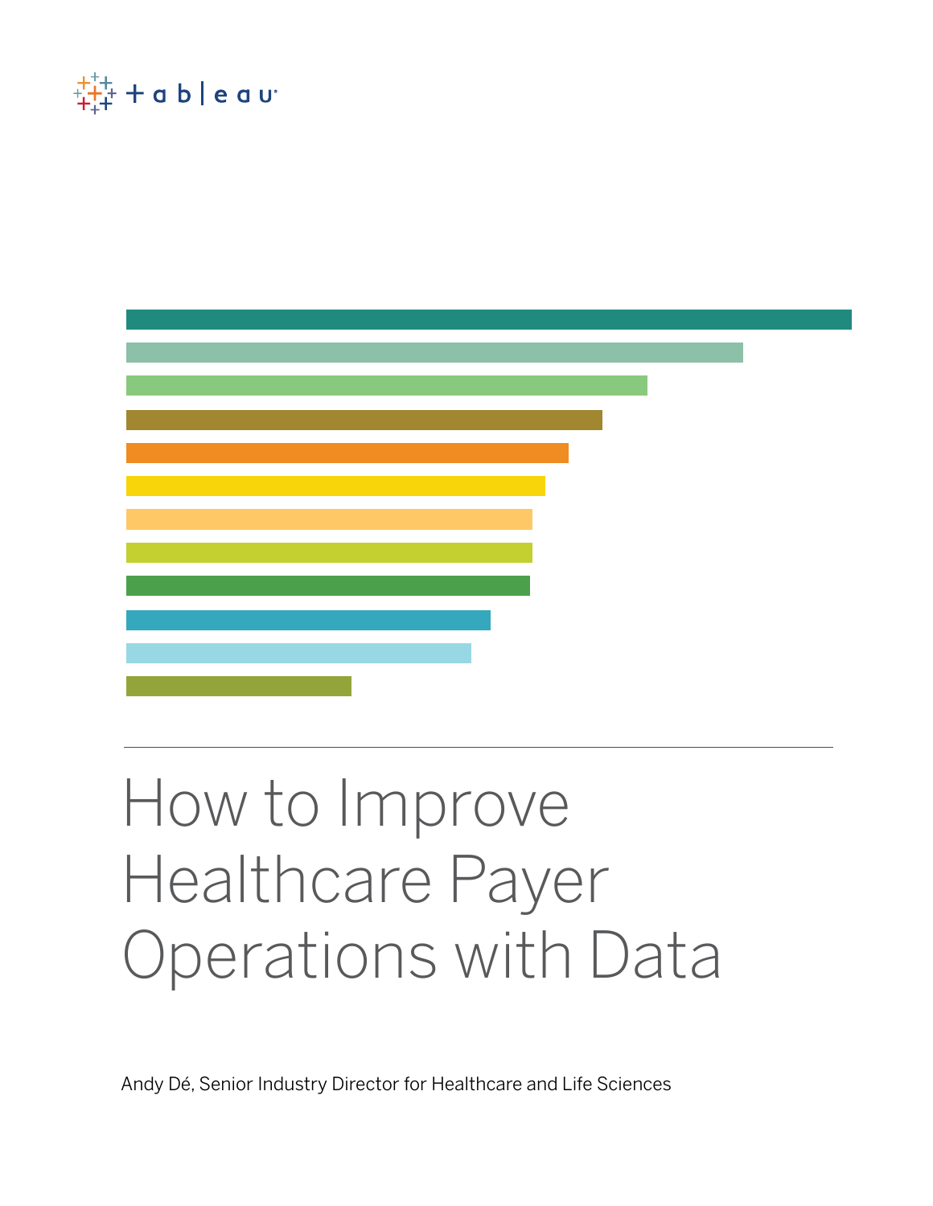# How to Improve Healthcare Payer Operations with Data

Andy Dé, Senior Industry Director for Healthcare and Life Sciences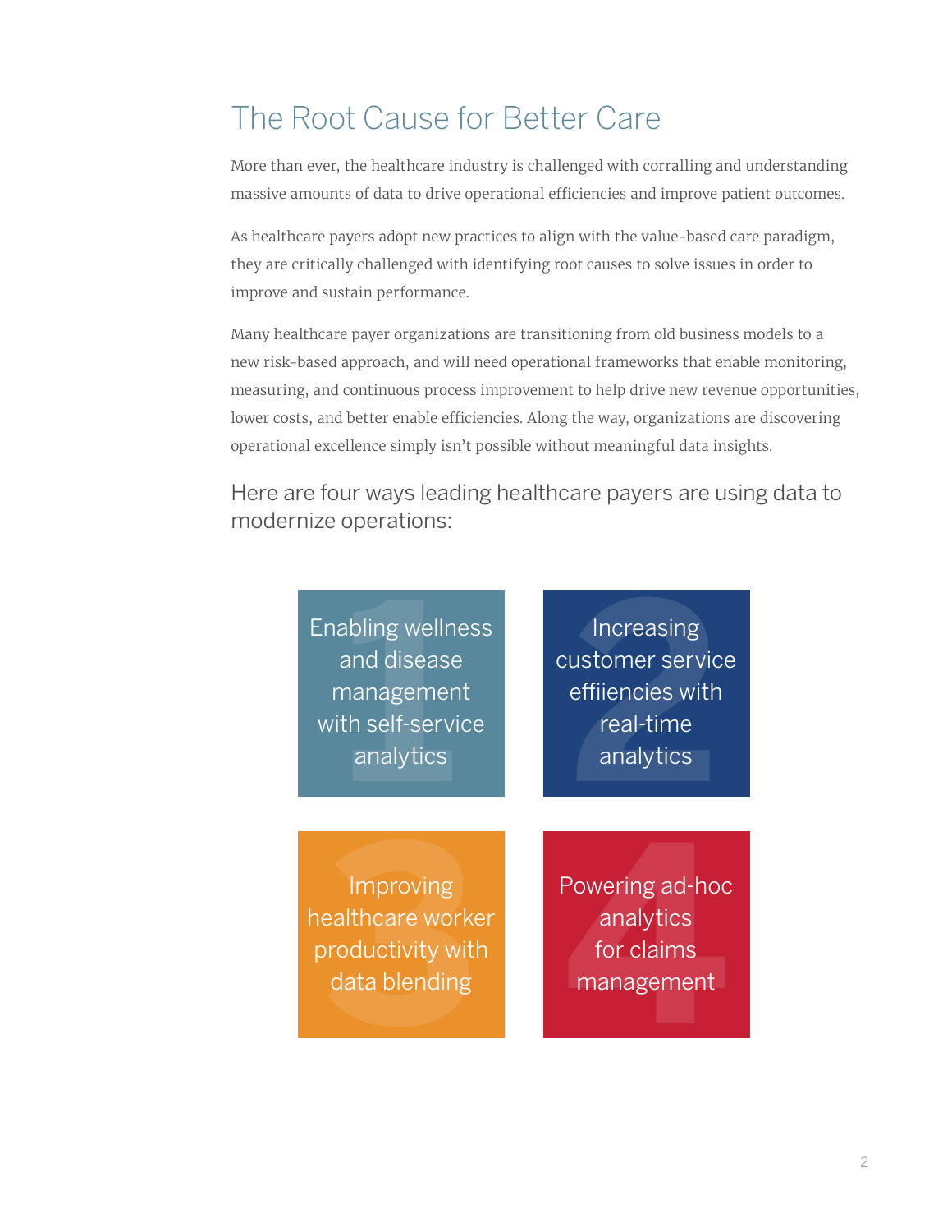# The Root Cause for Better Care

More than ever, the healthcare industry is challenged with corralling and understanding massive amounts of data to drive operational efficiencies and improve patient outcomes.

As healthcare payers adopt new practices to align with the value-based care paradigm, they are critically challenged with identifying root causes to solve issues in order to improve and sustain performance.

Many healthcare payer organizations are transitioning from old business models to a new risk-based approach, and will need operational frameworks that enable monitoring, measuring, and continuous process improvement to help drive new revenue opportunities, lower costs, and better enable efficiencies. Along the way, organizations are discovering operational excellence simply isn't possible without meaningful data insights.

## Here are four ways leading healthcare payers are using data to modernize operations:

1. Enabling wellness and disease management with self-service analytics
2. Increasing customer service effiiencies with real-time analytics
3. Improving healthcare worker productivity with data blending
4. Powering ad-hoc analytics for claims management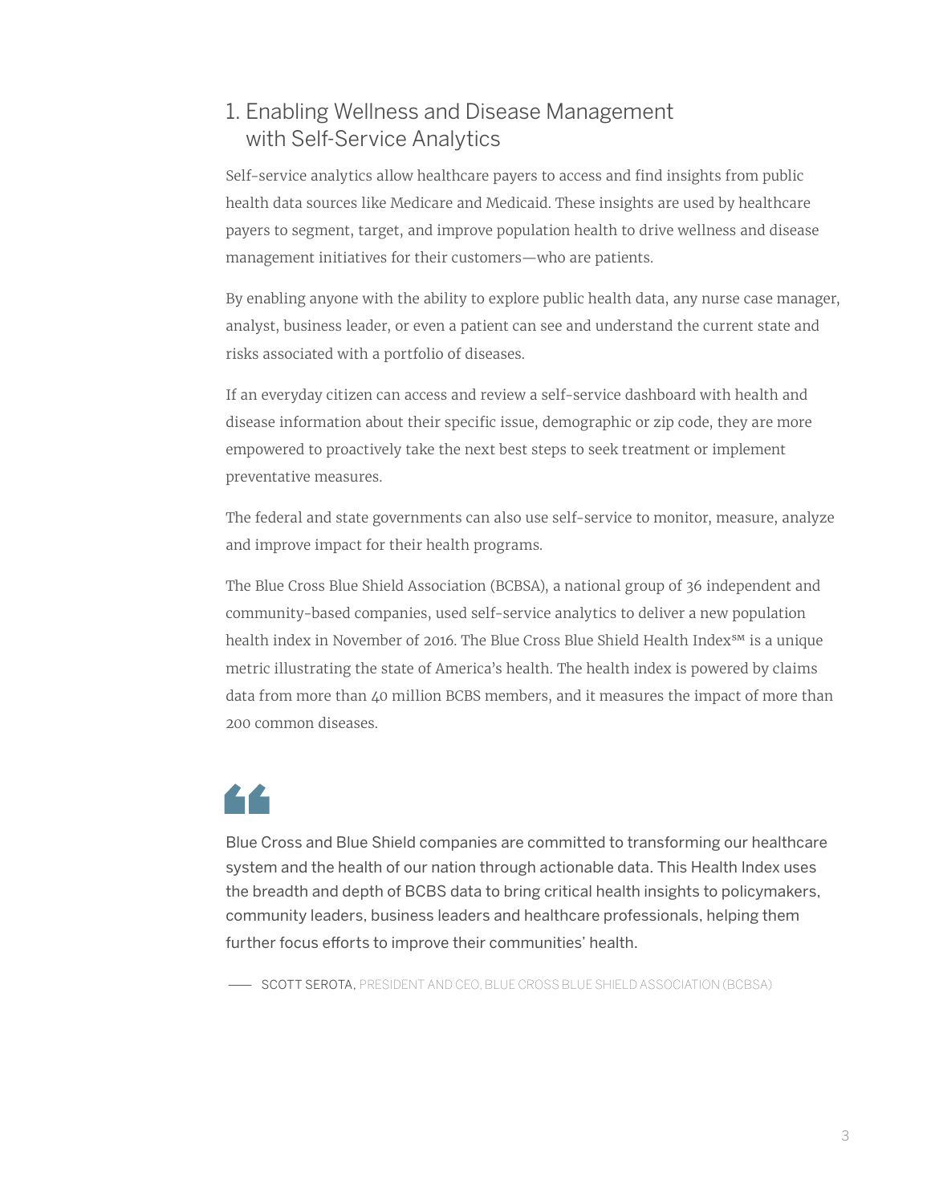## 1. Enabling Wellness and Disease Management with Self-Service Analytics

Self-service analytics allow healthcare payers to access and find insights from public health data sources like Medicare and Medicaid. These insights are used by healthcare payers to segment, target, and improve population health to drive wellness and disease management initiatives for their customers—who are patients.

By enabling anyone with the ability to explore public health data, any nurse case manager, analyst, business leader, or even a patient can see and understand the current state and risks associated with a portfolio of diseases.

If an everyday citizen can access and review a self-service dashboard with health and disease information about their specific issue, demographic or zip code, they are more empowered to proactively take the next best steps to seek treatment or implement preventative measures.

The federal and state governments can also use self-service to monitor, measure, analyze and improve impact for their health programs.

The Blue Cross Blue Shield Association (BCBSA), a national group of 36 independent and community-based companies, used self-service analytics to deliver a new population health index in November of 2016. The Blue Cross Blue Shield Health Index℠ is a unique metric illustrating the state of America's health. The health index is powered by claims data from more than 40 million BCBS members, and it measures the impact of more than 200 common diseases.

> Blue Cross and Blue Shield companies are committed to transforming our healthcare system and the health of our nation through actionable data. This Health Index uses the breadth and depth of BCBS data to bring critical health insights to policymakers, community leaders, business leaders and healthcare professionals, helping them further focus efforts to improve their communities' health.
>
> — SCOTT SEROTA, PRESIDENT AND CEO, BLUE CROSS BLUE SHIELD ASSOCIATION (BCBSA)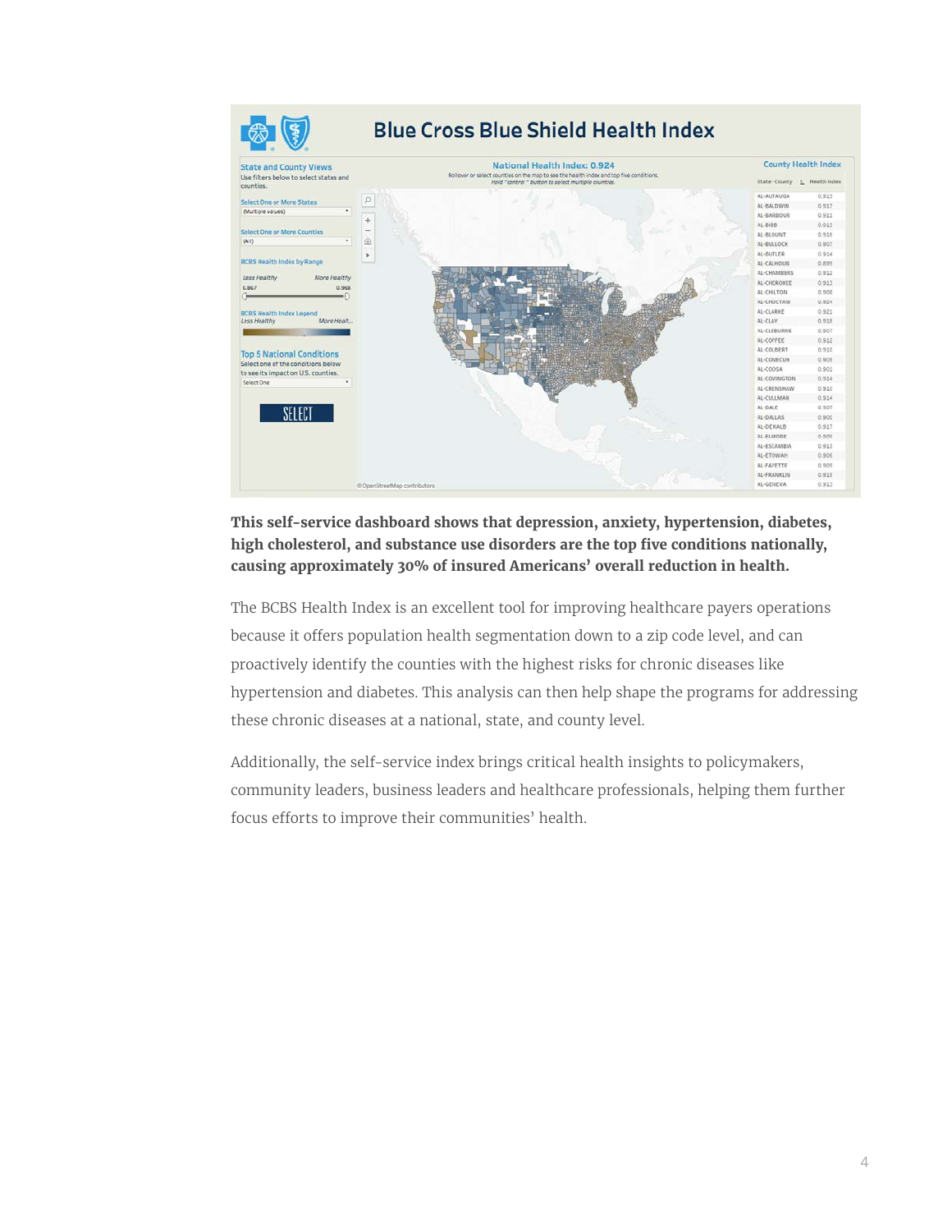**This self-service dashboard shows that depression, anxiety, hypertension, diabetes, high cholesterol, and substance use disorders are the top five conditions nationally, causing approximately 30% of insured Americans' overall reduction in health.**

The BCBS Health Index is an excellent tool for improving healthcare payers operations because it offers population health segmentation down to a zip code level, and can proactively identify the counties with the highest risks for chronic diseases like hypertension and diabetes. This analysis can then help shape the programs for addressing these chronic diseases at a national, state, and county level.

Additionally, the self-service index brings critical health insights to policymakers, community leaders, business leaders and healthcare professionals, helping them further focus efforts to improve their communities' health.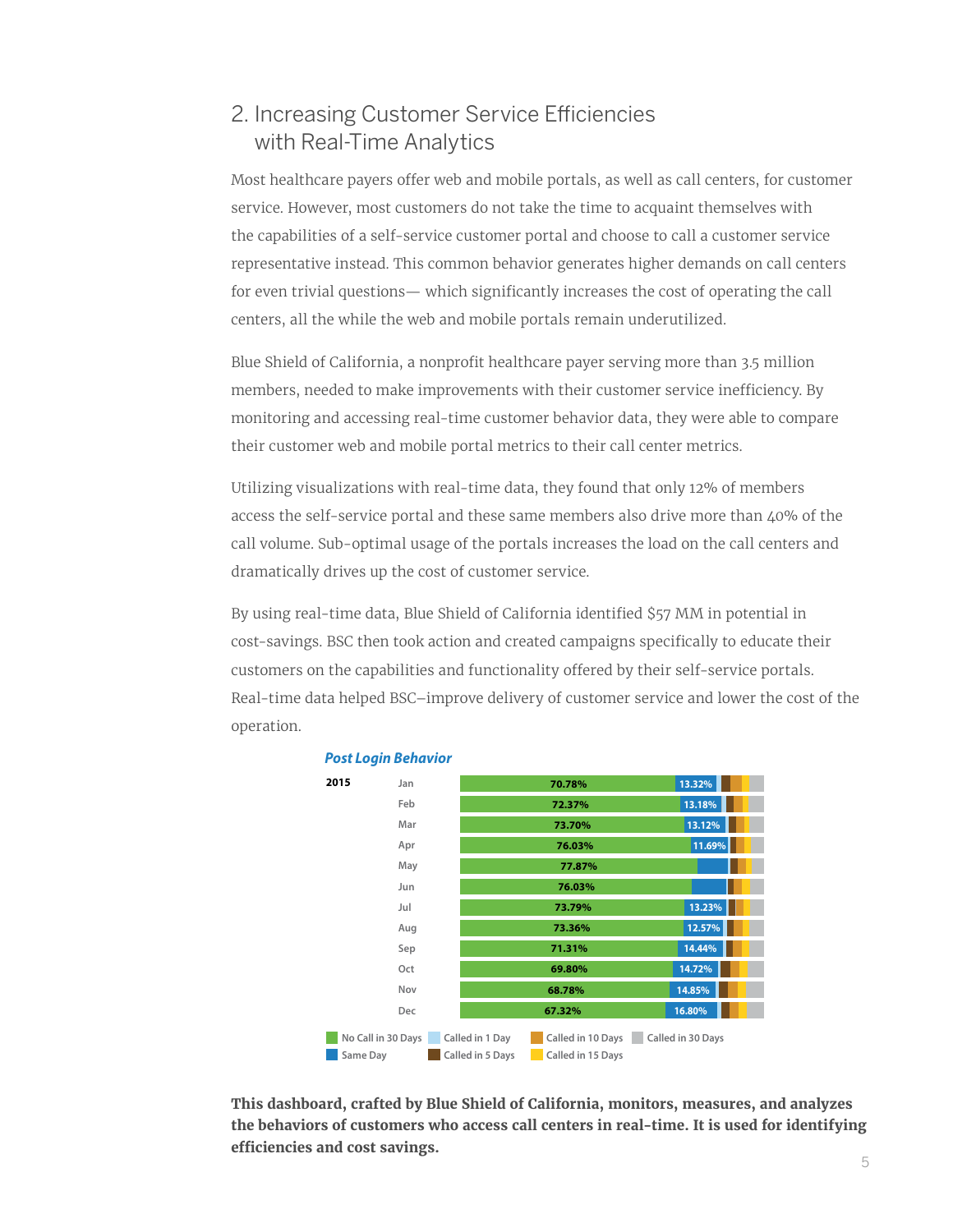## 2. Increasing Customer Service Efficiencies with Real-Time Analytics

Most healthcare payers offer web and mobile portals, as well as call centers, for customer service. However, most customers do not take the time to acquaint themselves with the capabilities of a self-service customer portal and choose to call a customer service representative instead. This common behavior generates higher demands on call centers for even trivial questions— which significantly increases the cost of operating the call centers, all the while the web and mobile portals remain underutilized.

Blue Shield of California, a nonprofit healthcare payer serving more than 3.5 million members, needed to make improvements with their customer service inefficiency. By monitoring and accessing real-time customer behavior data, they were able to compare their customer web and mobile portal metrics to their call center metrics.

Utilizing visualizations with real-time data, they found that only 12% of members access the self-service portal and these same members also drive more than 40% of the call volume. Sub-optimal usage of the portals increases the load on the call centers and dramatically drives up the cost of customer service.

By using real-time data, Blue Shield of California identified $57 MM in potential in cost-savings. BSC then took action and created campaigns specifically to educate their customers on the capabilities and functionality offered by their self-service portals. Real-time data helped BSC–improve delivery of customer service and lower the cost of the operation.

***Post Login Behavior***

| 2015 | Month | No Call in 30 Days | Same Day |
|---|---|---|---|
| | Jan | 70.78% | 13.32% |
| | Feb | 72.37% | 13.18% |
| | Mar | 73.70% | 13.12% |
| | Apr | 76.03% | 11.69% |
| | May | 77.87% | |
| | Jun | 76.03% | |
| | Jul | 73.79% | 13.23% |
| | Aug | 73.36% | 12.57% |
| | Sep | 71.31% | 14.44% |
| | Oct | 69.80% | 14.72% |
| | Nov | 68.78% | 14.85% |
| | Dec | 67.32% | 16.80% |

Legend: No Call in 30 Days, Same Day, Called in 1 Day, Called in 5 Days, Called in 10 Days, Called in 15 Days, Called in 30 Days

**This dashboard, crafted by Blue Shield of California, monitors, measures, and analyzes the behaviors of customers who access call centers in real-time. It is used for identifying efficiencies and cost savings.**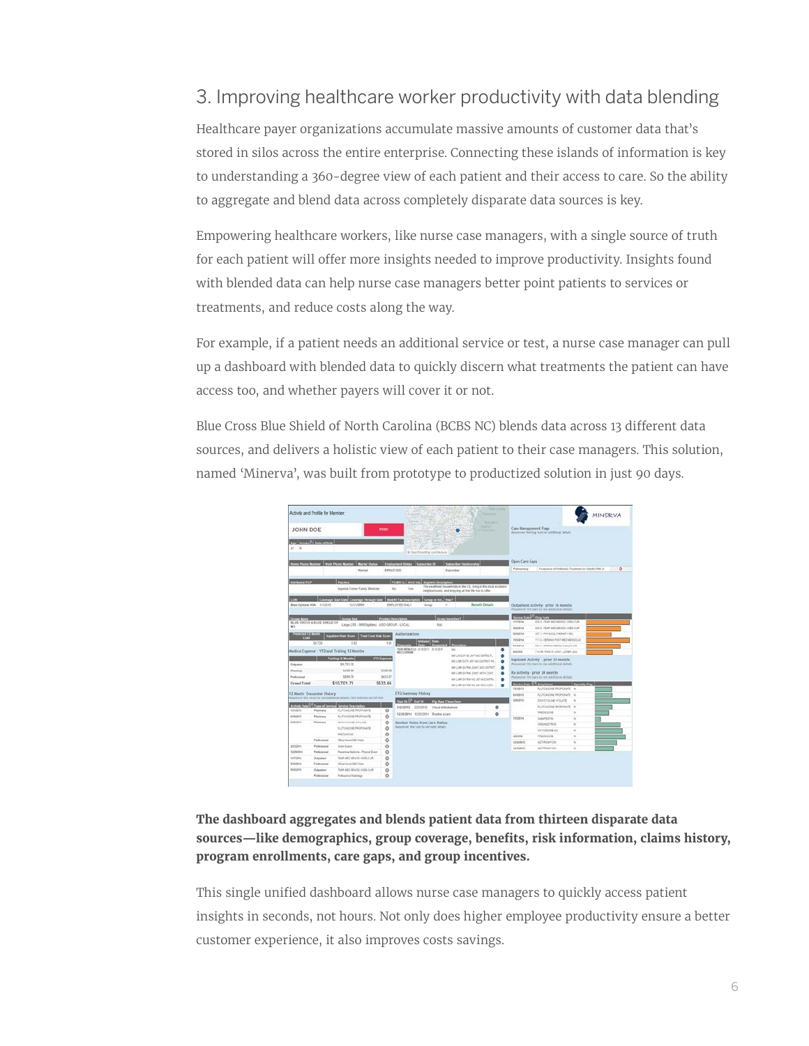## 3. Improving healthcare worker productivity with data blending

Healthcare payer organizations accumulate massive amounts of customer data that's stored in silos across the entire enterprise. Connecting these islands of information is key to understanding a 360-degree view of each patient and their access to care. So the ability to aggregate and blend data across completely disparate data sources is key.

Empowering healthcare workers, like nurse case managers, with a single source of truth for each patient will offer more insights needed to improve productivity. Insights found with blended data can help nurse case managers better point patients to services or treatments, and reduce costs along the way.

For example, if a patient needs an additional service or test, a nurse case manager can pull up a dashboard with blended data to quickly discern what treatments the patient can have access too, and whether payers will cover it or not.

Blue Cross Blue Shield of North Carolina (BCBS NC) blends data across 13 different data sources, and delivers a holistic view of each patient to their case managers. This solution, named 'Minerva', was built from prototype to productized solution in just 90 days.

**The dashboard aggregates and blends patient data from thirteen disparate data sources—like demographics, group coverage, benefits, risk information, claims history, program enrollments, care gaps, and group incentives.**

This single unified dashboard allows nurse case managers to quickly access patient insights in seconds, not hours. Not only does higher employee productivity ensure a better customer experience, it also improves costs savings.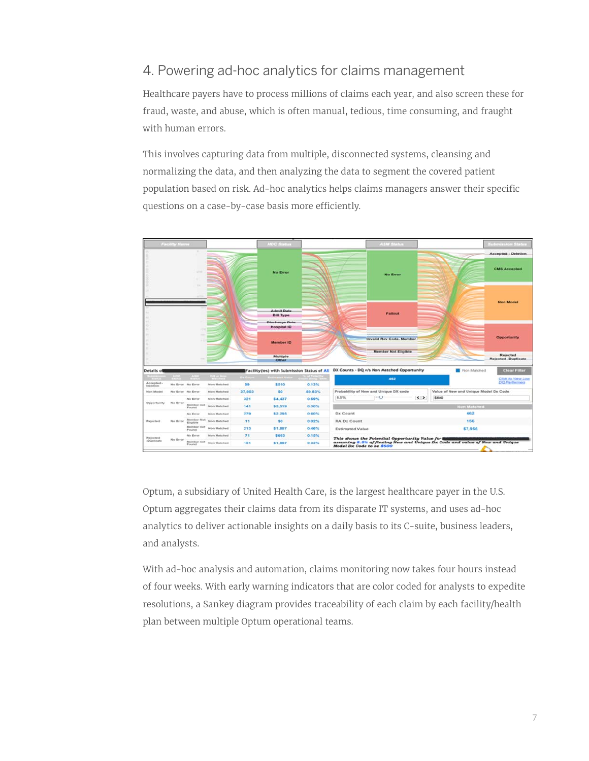## 4. Powering ad-hoc analytics for claims management

Healthcare payers have to process millions of claims each year, and also screen these for fraud, waste, and abuse, which is often manual, tedious, time consuming, and fraught with human errors.

This involves capturing data from multiple, disconnected systems, cleansing and normalizing the data, and then analyzing the data to segment the covered patient population based on risk. Ad-hoc analytics helps claims managers answer their specific questions on a case-by-case basis more efficiently.

Optum, a subsidiary of United Health Care, is the largest healthcare payer in the U.S. Optum aggregates their claims data from its disparate IT systems, and uses ad-hoc analytics to deliver actionable insights on a daily basis to its C-suite, business leaders, and analysts.

With ad-hoc analysis and automation, claims monitoring now takes four hours instead of four weeks. With early warning indicators that are color coded for analysts to expedite resolutions, a Sankey diagram provides traceability of each claim by each facility/health plan between multiple Optum operational teams.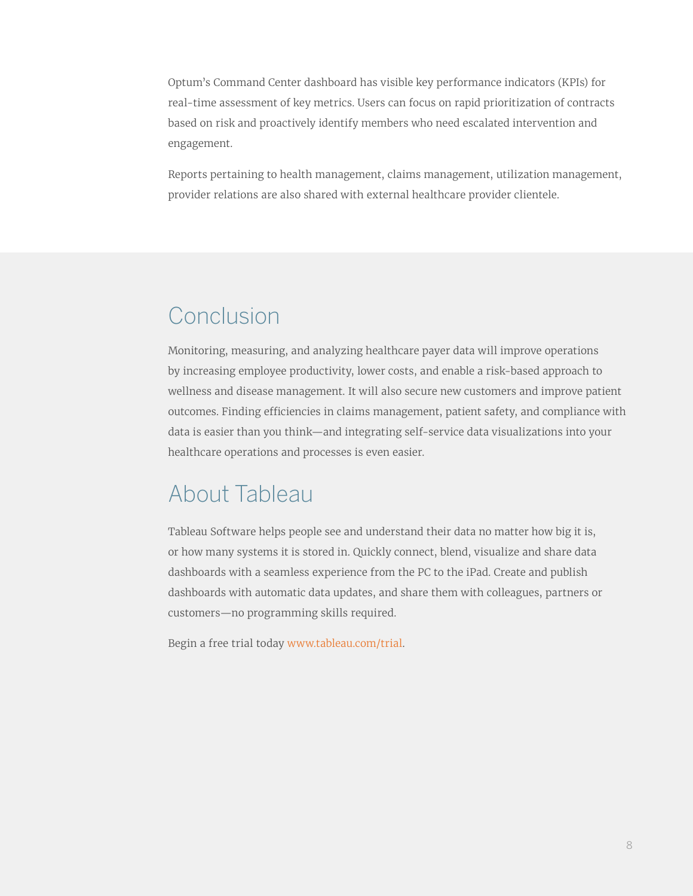Optum's Command Center dashboard has visible key performance indicators (KPIs) for real-time assessment of key metrics. Users can focus on rapid prioritization of contracts based on risk and proactively identify members who need escalated intervention and engagement.

Reports pertaining to health management, claims management, utilization management, provider relations are also shared with external healthcare provider clientele.

## Conclusion

Monitoring, measuring, and analyzing healthcare payer data will improve operations by increasing employee productivity, lower costs, and enable a risk-based approach to wellness and disease management. It will also secure new customers and improve patient outcomes. Finding efficiencies in claims management, patient safety, and compliance with data is easier than you think—and integrating self-service data visualizations into your healthcare operations and processes is even easier.

## About Tableau

Tableau Software helps people see and understand their data no matter how big it is, or how many systems it is stored in. Quickly connect, blend, visualize and share data dashboards with a seamless experience from the PC to the iPad. Create and publish dashboards with automatic data updates, and share them with colleagues, partners or customers—no programming skills required.

Begin a free trial today www.tableau.com/trial.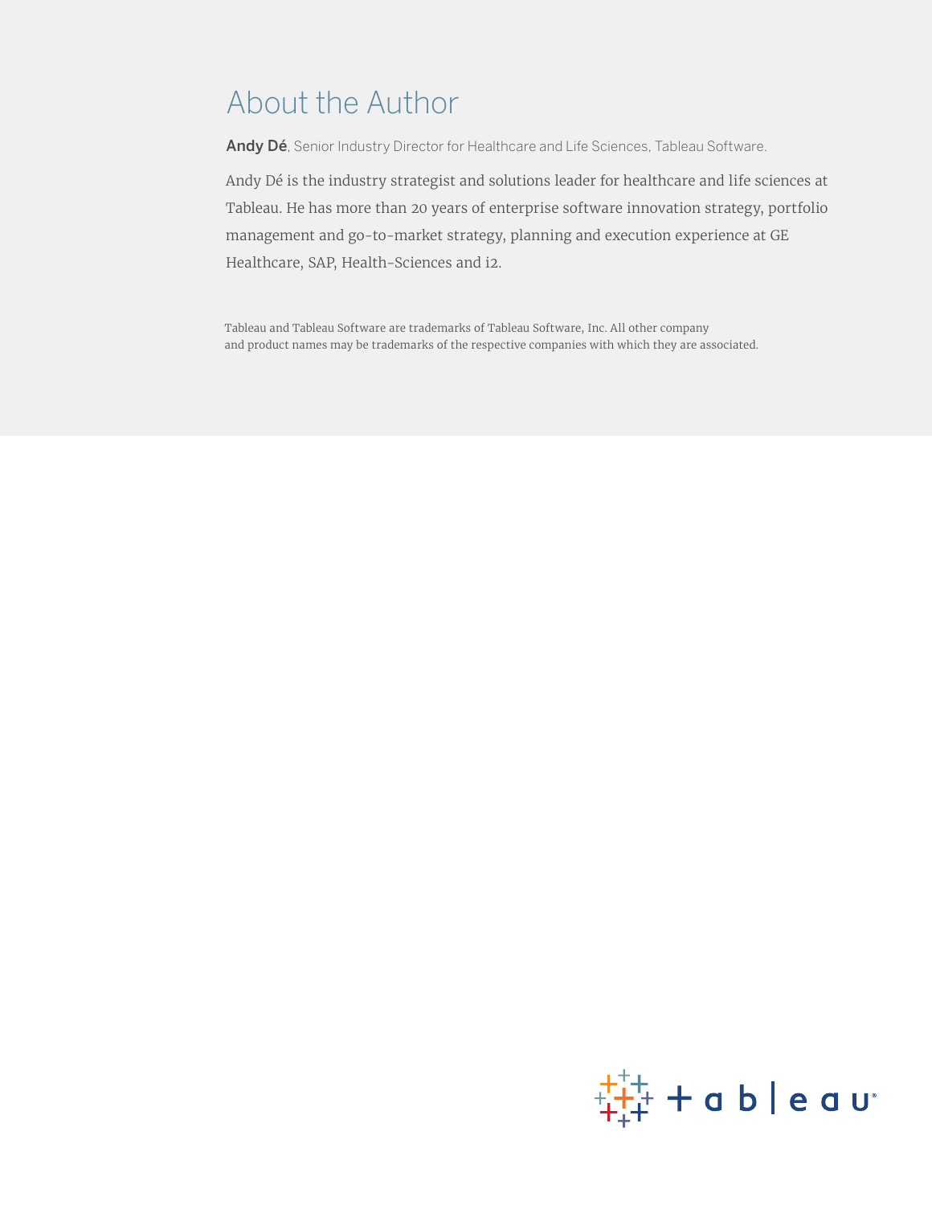# About the Author

**Andy Dé**, Senior Industry Director for Healthcare and Life Sciences, Tableau Software.

Andy Dé is the industry strategist and solutions leader for healthcare and life sciences at Tableau. He has more than 20 years of enterprise software innovation strategy, portfolio management and go-to-market strategy, planning and execution experience at GE Healthcare, SAP, Health-Sciences and i2.

Tableau and Tableau Software are trademarks of Tableau Software, Inc. All other company and product names may be trademarks of the respective companies with which they are associated.